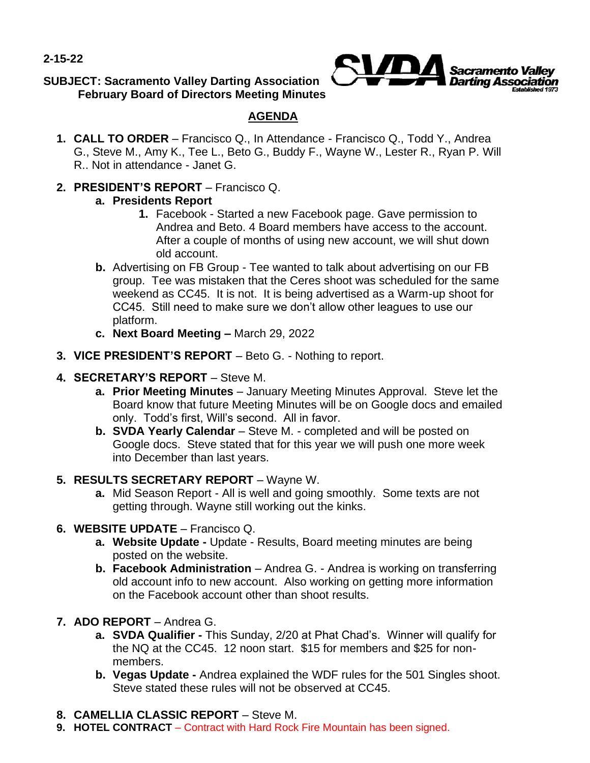**2-15-22**

**SUBJECT: Sacramento Valley Darting Association February Board of Directors Meeting Minutes**

Sacramento Valley Darting Association
Established 1973

## AGENDA

1. **CALL TO ORDER** – Francisco Q., In Attendance - Francisco Q., Todd Y., Andrea G., Steve M., Amy K., Tee L., Beto G., Buddy F., Wayne W., Lester R., Ryan P. Will R.. Not in attendance - Janet G.

2. **PRESIDENT'S REPORT** – Francisco Q.
   a. **Presidents Report**
      1. Facebook - Started a new Facebook page. Gave permission to Andrea and Beto. 4 Board members have access to the account. After a couple of months of using new account, we will shut down old account.
   
   b. Advertising on FB Group - Tee wanted to talk about advertising on our FB group. Tee was mistaken that the Ceres shoot was scheduled for the same weekend as CC45. It is not. It is being advertised as a Warm-up shoot for CC45. Still need to make sure we don't allow other leagues to use our platform.
   
   c. **Next Board Meeting –** March 29, 2022

3. **VICE PRESIDENT'S REPORT** – Beto G. - Nothing to report.

4. **SECRETARY'S REPORT** – Steve M.
   a. **Prior Meeting Minutes** – January Meeting Minutes Approval. Steve let the Board know that future Meeting Minutes will be on Google docs and emailed only. Todd's first, Will's second. All in favor.
   
   b. **SVDA Yearly Calendar** – Steve M. - completed and will be posted on Google docs. Steve stated that for this year we will push one more week into December than last years.

5. **RESULTS SECRETARY REPORT** – Wayne W.
   a. Mid Season Report - All is well and going smoothly. Some texts are not getting through. Wayne still working out the kinks.

6. **WEBSITE UPDATE** – Francisco Q.
   a. **Website Update -** Update - Results, Board meeting minutes are being posted on the website.
   
   b. **Facebook Administration** – Andrea G. - Andrea is working on transferring old account info to new account. Also working on getting more information on the Facebook account other than shoot results.

7. **ADO REPORT** – Andrea G.
   a. **SVDA Qualifier -** This Sunday, 2/20 at Phat Chad's. Winner will qualify for the NQ at the CC45. 12 noon start. $15 for members and $25 for non-members.
   
   b. **Vegas Update -** Andrea explained the WDF rules for the 501 Singles shoot. Steve stated these rules will not be observed at CC45.

8. **CAMELLIA CLASSIC REPORT** – Steve M.

9. **HOTEL CONTRACT** – Contract with Hard Rock Fire Mountain has been signed.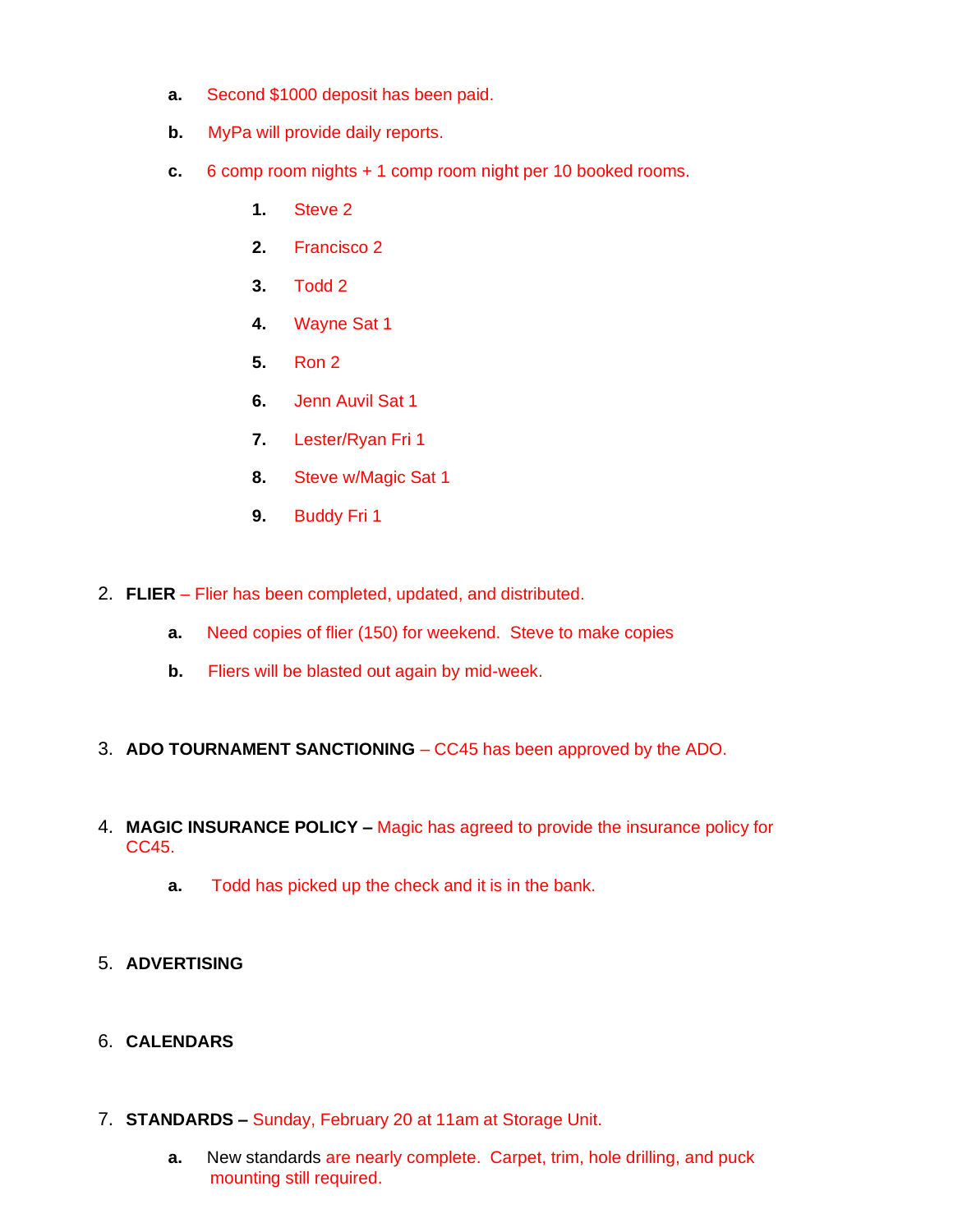a. Second $1000 deposit has been paid.

b. MyPa will provide daily reports.

c. 6 comp room nights + 1 comp room night per 10 booked rooms.

    1. Steve 2
    2. Francisco 2
    3. Todd 2
    4. Wayne Sat 1
    5. Ron 2
    6. Jenn Auvil Sat 1
    7. Lester/Ryan Fri 1
    8. Steve w/Magic Sat 1
    9. Buddy Fri 1

2. **FLIER** – Flier has been completed, updated, and distributed.

    a. Need copies of flier (150) for weekend. Steve to make copies

    b. Fliers will be blasted out again by mid-week.

3. **ADO TOURNAMENT SANCTIONING** – CC45 has been approved by the ADO.

4. **MAGIC INSURANCE POLICY –** Magic has agreed to provide the insurance policy for CC45.

    a. Todd has picked up the check and it is in the bank.

5. **ADVERTISING**

6. **CALENDARS**

7. **STANDARDS –** Sunday, February 20 at 11am at Storage Unit.

    a. New standards are nearly complete. Carpet, trim, hole drilling, and puck mounting still required.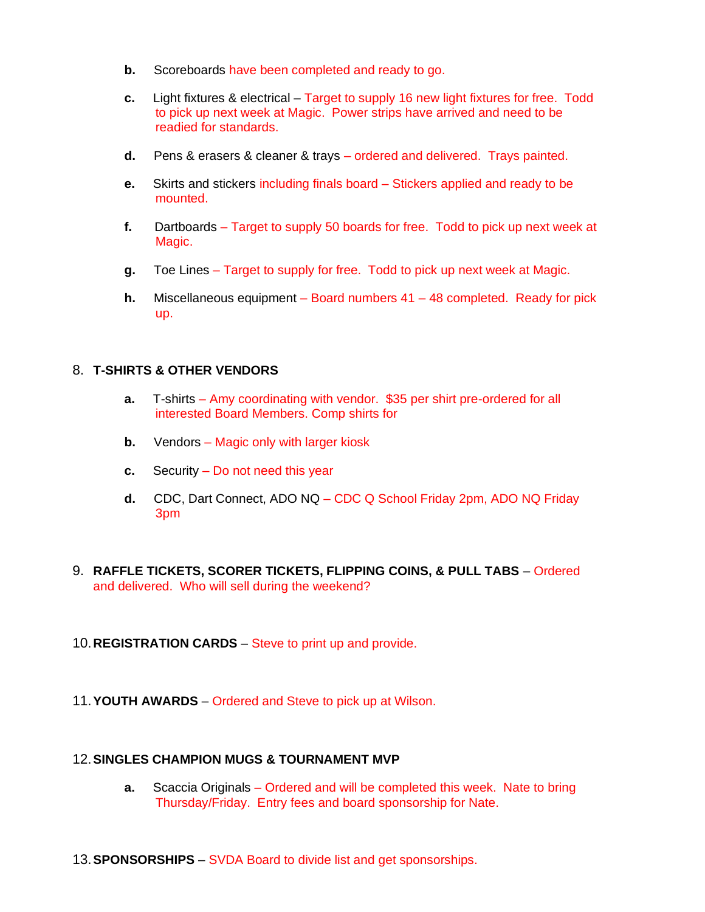- **b.** Scoreboards have been completed and ready to go.

- **c.** Light fixtures & electrical – Target to supply 16 new light fixtures for free. Todd to pick up next week at Magic. Power strips have arrived and need to be readied for standards.

- **d.** Pens & erasers & cleaner & trays – ordered and delivered. Trays painted.

- **e.** Skirts and stickers including finals board – Stickers applied and ready to be mounted.

- **f.** Dartboards – Target to supply 50 boards for free. Todd to pick up next week at Magic.

- **g.** Toe Lines – Target to supply for free. Todd to pick up next week at Magic.

- **h.** Miscellaneous equipment – Board numbers 41 – 48 completed. Ready for pick up.

8. **T-SHIRTS & OTHER VENDORS**

   - **a.** T-shirts – Amy coordinating with vendor. $35 per shirt pre-ordered for all interested Board Members. Comp shirts for

   - **b.** Vendors – Magic only with larger kiosk

   - **c.** Security – Do not need this year

   - **d.** CDC, Dart Connect, ADO NQ – CDC Q School Friday 2pm, ADO NQ Friday 3pm

9. **RAFFLE TICKETS, SCORER TICKETS, FLIPPING COINS, & PULL TABS** – Ordered and delivered. Who will sell during the weekend?

10. **REGISTRATION CARDS** – Steve to print up and provide.

11. **YOUTH AWARDS** – Ordered and Steve to pick up at Wilson.

12. **SINGLES CHAMPION MUGS & TOURNAMENT MVP**

    - **a.** Scaccia Originals – Ordered and will be completed this week. Nate to bring Thursday/Friday. Entry fees and board sponsorship for Nate.

13. **SPONSORSHIPS** – SVDA Board to divide list and get sponsorships.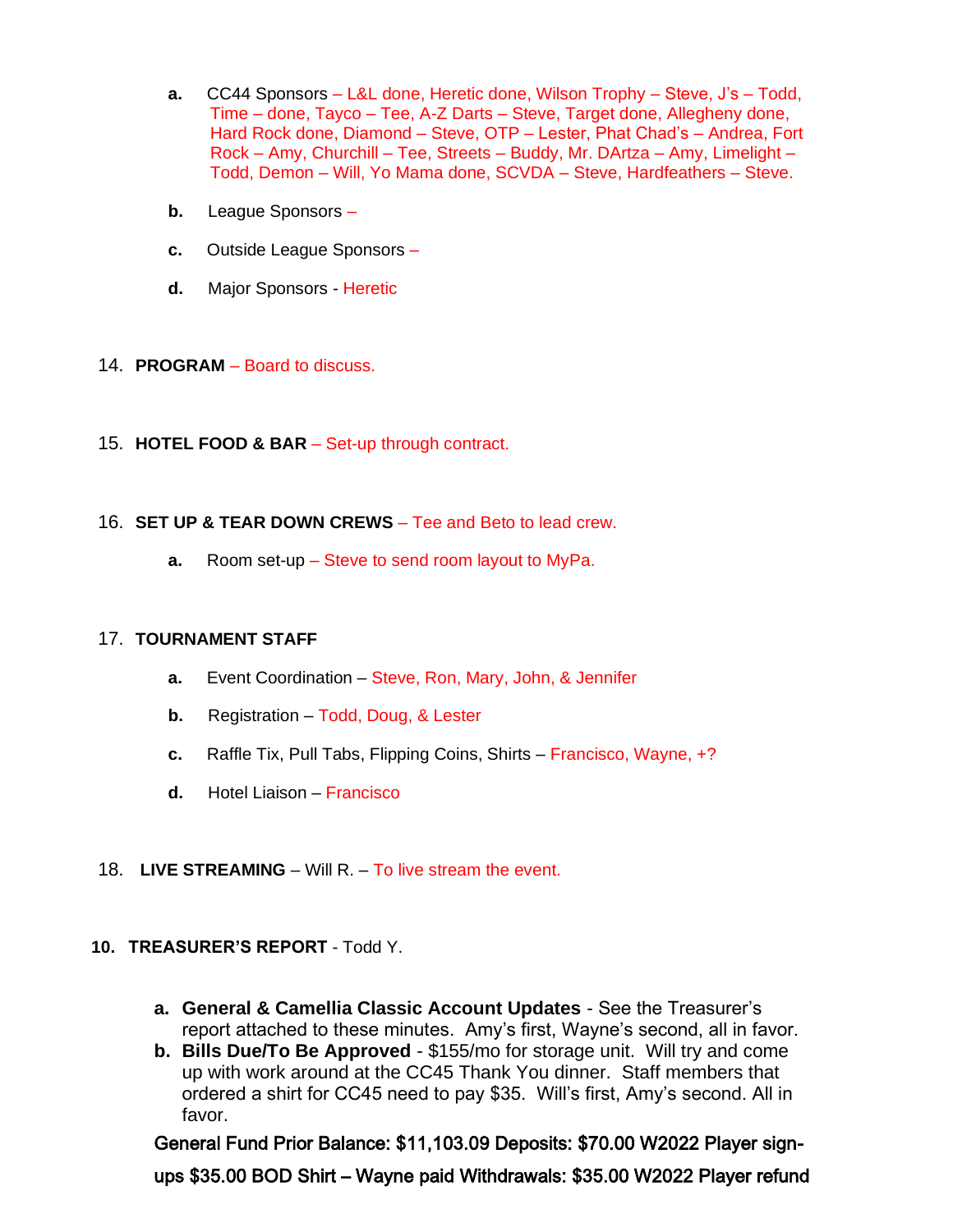a. CC44 Sponsors – L&L done, Heretic done, Wilson Trophy – Steve, J's – Todd, Time – done, Tayco – Tee, A-Z Darts – Steve, Target done, Allegheny done, Hard Rock done, Diamond – Steve, OTP – Lester, Phat Chad's – Andrea, Fort Rock – Amy, Churchill – Tee, Streets – Buddy, Mr. DArtza – Amy, Limelight – Todd, Demon – Will, Yo Mama done, SCVDA – Steve, Hardfeathers – Steve.

b. League Sponsors –

c. Outside League Sponsors –

d. Major Sponsors - Heretic

14. **PROGRAM** – Board to discuss.

15. **HOTEL FOOD & BAR** – Set-up through contract.

16. **SET UP & TEAR DOWN CREWS** – Tee and Beto to lead crew.

    a. Room set-up – Steve to send room layout to MyPa.

17. **TOURNAMENT STAFF**

    a. Event Coordination – Steve, Ron, Mary, John, & Jennifer

    b. Registration – Todd, Doug, & Lester

    c. Raffle Tix, Pull Tabs, Flipping Coins, Shirts – Francisco, Wayne, +?

    d. Hotel Liaison – Francisco

18. **LIVE STREAMING** – Will R. – To live stream the event.

**10. TREASURER'S REPORT** - Todd Y.

a. **General & Camellia Classic Account Updates** - See the Treasurer's report attached to these minutes. Amy's first, Wayne's second, all in favor.

b. **Bills Due/To Be Approved** - $155/mo for storage unit. Will try and come up with work around at the CC45 Thank You dinner. Staff members that ordered a shirt for CC45 need to pay $35. Will's first, Amy's second. All in favor.

General Fund Prior Balance: $11,103.09 Deposits: $70.00 W2022 Player sign-ups $35.00 BOD Shirt – Wayne paid Withdrawals: $35.00 W2022 Player refund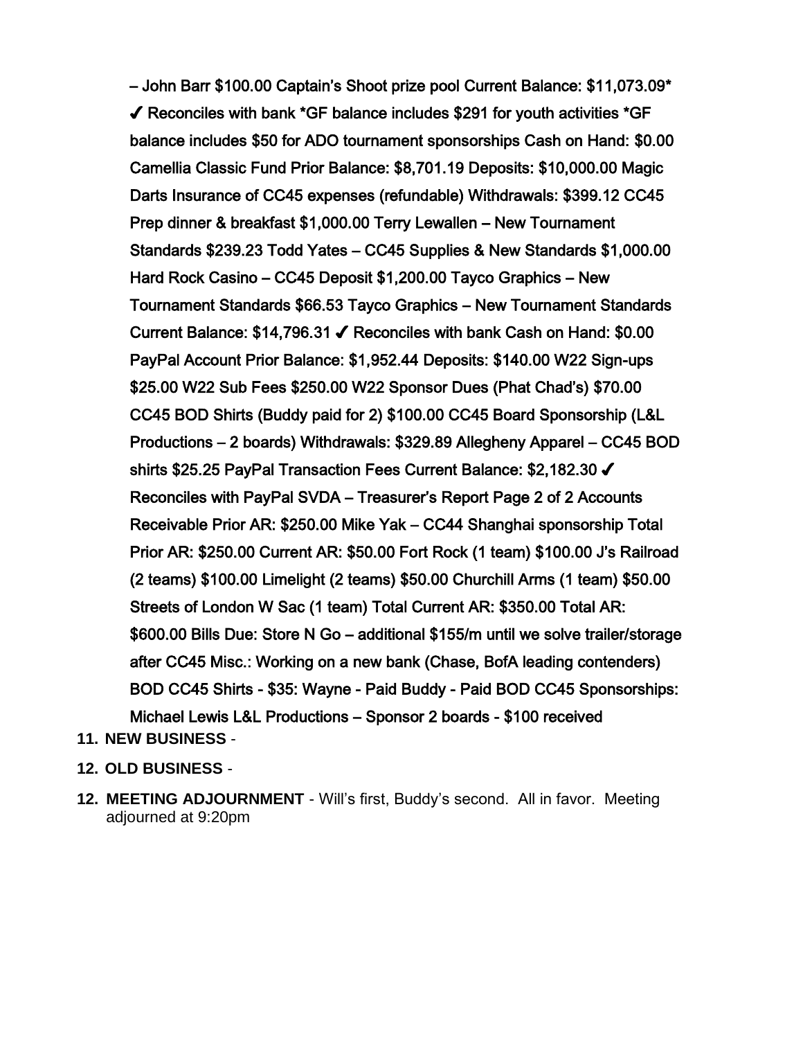**– John Barr $100.00 Captain's Shoot prize pool Current Balance: $11,073.09* ✓ Reconciles with bank *GF balance includes $291 for youth activities *GF balance includes $50 for ADO tournament sponsorships Cash on Hand: $0.00 Camellia Classic Fund Prior Balance: $8,701.19 Deposits: $10,000.00 Magic Darts Insurance of CC45 expenses (refundable) Withdrawals: $399.12 CC45 Prep dinner & breakfast $1,000.00 Terry Lewallen – New Tournament Standards $239.23 Todd Yates – CC45 Supplies & New Standards $1,000.00 Hard Rock Casino – CC45 Deposit $1,200.00 Tayco Graphics – New Tournament Standards $66.53 Tayco Graphics – New Tournament Standards Current Balance: $14,796.31 ✓ Reconciles with bank Cash on Hand: $0.00 PayPal Account Prior Balance: $1,952.44 Deposits: $140.00 W22 Sign-ups $25.00 W22 Sub Fees $250.00 W22 Sponsor Dues (Phat Chad's) $70.00 CC45 BOD Shirts (Buddy paid for 2) $100.00 CC45 Board Sponsorship (L&L Productions – 2 boards) Withdrawals: $329.89 Allegheny Apparel – CC45 BOD shirts $25.25 PayPal Transaction Fees Current Balance: $2,182.30 ✓ Reconciles with PayPal SVDA – Treasurer's Report Page 2 of 2 Accounts Receivable Prior AR: $250.00 Mike Yak – CC44 Shanghai sponsorship Total Prior AR: $250.00 Current AR: $50.00 Fort Rock (1 team) $100.00 J's Railroad (2 teams) $100.00 Limelight (2 teams) $50.00 Churchill Arms (1 team) $50.00 Streets of London W Sac (1 team) Total Current AR: $350.00 Total AR: $600.00 Bills Due: Store N Go – additional $155/m until we solve trailer/storage after CC45 Misc.: Working on a new bank (Chase, BofA leading contenders) BOD CC45 Shirts - $35: Wayne - Paid Buddy - Paid BOD CC45 Sponsorships: Michael Lewis L&L Productions – Sponsor 2 boards - $100 received**

11. **NEW BUSINESS** -
12. **OLD BUSINESS** -
12. **MEETING ADJOURNMENT** - Will's first, Buddy's second. All in favor. Meeting adjourned at 9:20pm